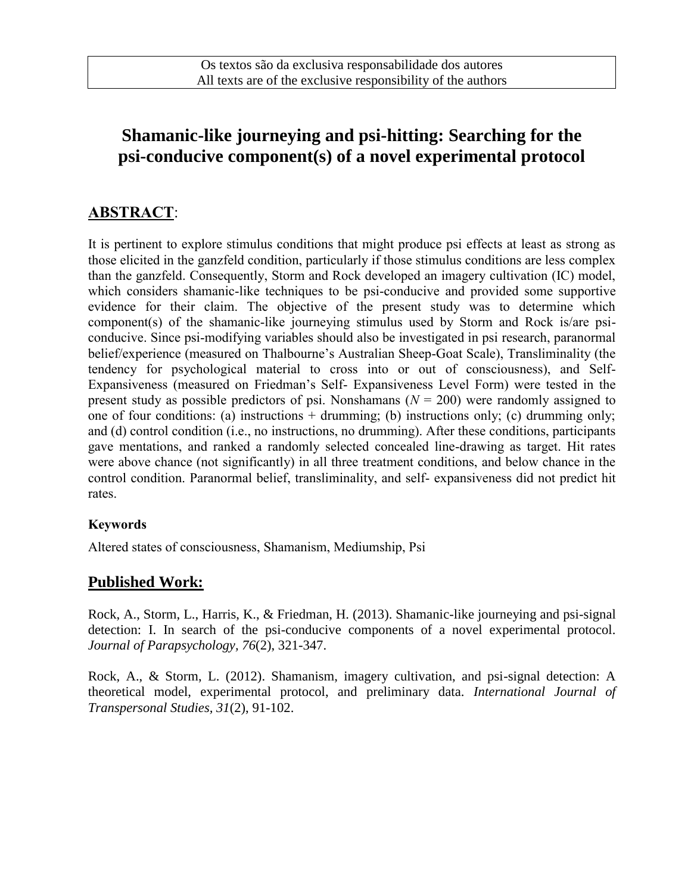Os textos são da exclusiva responsabilidade dos autores
All texts are of the exclusive responsibility of the authors

# Shamanic-like journeying and psi-hitting: Searching for the psi-conducive component(s) of a novel experimental protocol

## ABSTRACT:

It is pertinent to explore stimulus conditions that might produce psi effects at least as strong as those elicited in the ganzfeld condition, particularly if those stimulus conditions are less complex than the ganzfeld. Consequently, Storm and Rock developed an imagery cultivation (IC) model, which considers shamanic-like techniques to be psi-conducive and provided some supportive evidence for their claim. The objective of the present study was to determine which component(s) of the shamanic-like journeying stimulus used by Storm and Rock is/are psi-conducive. Since psi-modifying variables should also be investigated in psi research, paranormal belief/experience (measured on Thalbourne's Australian Sheep-Goat Scale), Transliminality (the tendency for psychological material to cross into or out of consciousness), and Self-Expansiveness (measured on Friedman's Self- Expansiveness Level Form) were tested in the present study as possible predictors of psi. Nonshamans (*N* = 200) were randomly assigned to one of four conditions: (a) instructions + drumming; (b) instructions only; (c) drumming only; and (d) control condition (i.e., no instructions, no drumming). After these conditions, participants gave mentations, and ranked a randomly selected concealed line-drawing as target. Hit rates were above chance (not significantly) in all three treatment conditions, and below chance in the control condition. Paranormal belief, transliminality, and self- expansiveness did not predict hit rates.

### Keywords

Altered states of consciousness, Shamanism, Mediumship, Psi

## Published Work:

Rock, A., Storm, L., Harris, K., & Friedman, H. (2013). Shamanic-like journeying and psi-signal detection: I. In search of the psi-conducive components of a novel experimental protocol. *Journal of Parapsychology, 76*(2), 321-347.

Rock, A., & Storm, L. (2012). Shamanism, imagery cultivation, and psi-signal detection: A theoretical model, experimental protocol, and preliminary data. *International Journal of Transpersonal Studies, 31*(2), 91-102.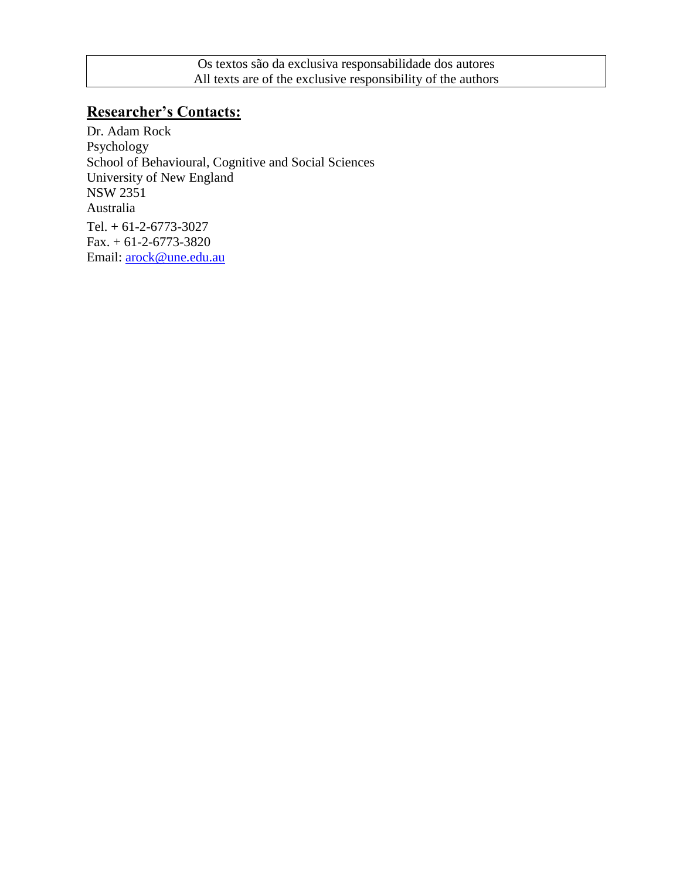Os textos são da exclusiva responsabilidade dos autores
All texts are of the exclusive responsibility of the authors

## Researcher's Contacts:

Dr. Adam Rock
Psychology
School of Behavioural, Cognitive and Social Sciences
University of New England
NSW 2351
Australia

Tel. + 61-2-6773-3027
Fax. + 61-2-6773-3820
Email: arock@une.edu.au